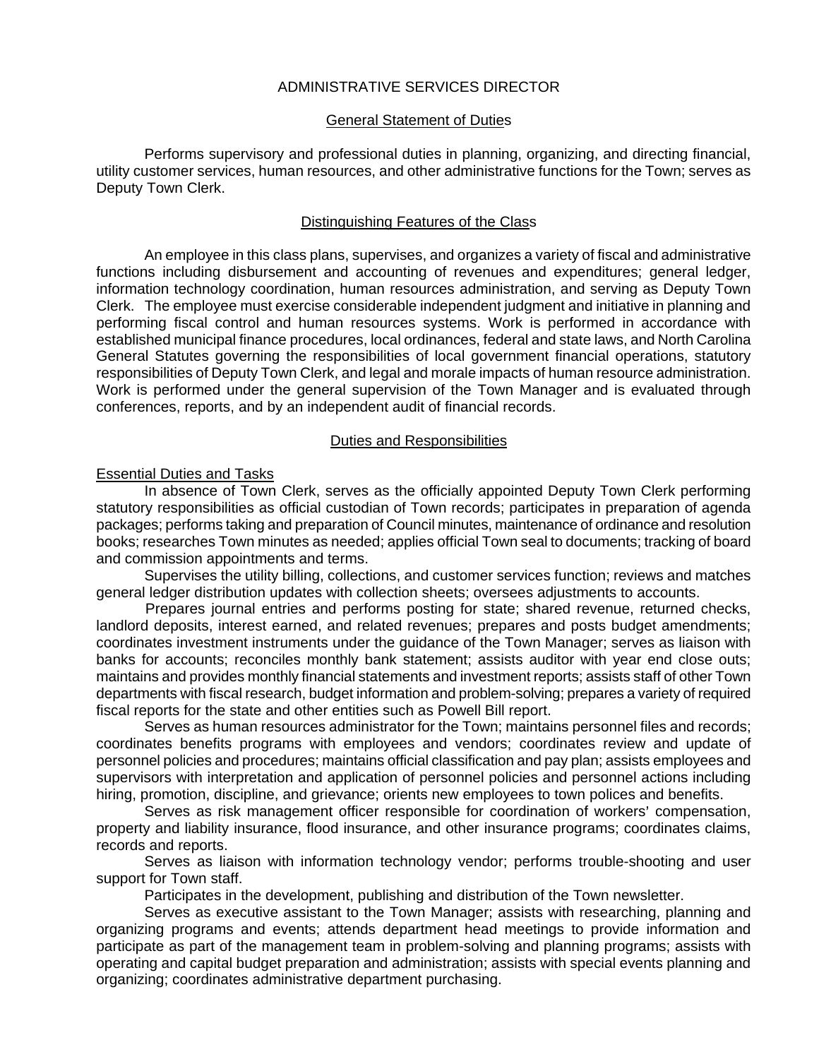# ADMINISTRATIVE SERVICES DIRECTOR

## General Statement of Duties

Performs supervisory and professional duties in planning, organizing, and directing financial, utility customer services, human resources, and other administrative functions for the Town; serves as Deputy Town Clerk.

## Distinguishing Features of the Class

An employee in this class plans, supervises, and organizes a variety of fiscal and administrative functions including disbursement and accounting of revenues and expenditures; general ledger, information technology coordination, human resources administration, and serving as Deputy Town Clerk. The employee must exercise considerable independent judgment and initiative in planning and performing fiscal control and human resources systems. Work is performed in accordance with established municipal finance procedures, local ordinances, federal and state laws, and North Carolina General Statutes governing the responsibilities of local government financial operations, statutory responsibilities of Deputy Town Clerk, and legal and morale impacts of human resource administration. Work is performed under the general supervision of the Town Manager and is evaluated through conferences, reports, and by an independent audit of financial records.

## Duties and Responsibilities

### Essential Duties and Tasks

In absence of Town Clerk, serves as the officially appointed Deputy Town Clerk performing statutory responsibilities as official custodian of Town records; participates in preparation of agenda packages; performs taking and preparation of Council minutes, maintenance of ordinance and resolution books; researches Town minutes as needed; applies official Town seal to documents; tracking of board and commission appointments and terms.

Supervises the utility billing, collections, and customer services function; reviews and matches general ledger distribution updates with collection sheets; oversees adjustments to accounts.

Prepares journal entries and performs posting for state; shared revenue, returned checks, landlord deposits, interest earned, and related revenues; prepares and posts budget amendments; coordinates investment instruments under the guidance of the Town Manager; serves as liaison with banks for accounts; reconciles monthly bank statement; assists auditor with year end close outs; maintains and provides monthly financial statements and investment reports; assists staff of other Town departments with fiscal research, budget information and problem-solving; prepares a variety of required fiscal reports for the state and other entities such as Powell Bill report.

Serves as human resources administrator for the Town; maintains personnel files and records; coordinates benefits programs with employees and vendors; coordinates review and update of personnel policies and procedures; maintains official classification and pay plan; assists employees and supervisors with interpretation and application of personnel policies and personnel actions including hiring, promotion, discipline, and grievance; orients new employees to town polices and benefits.

Serves as risk management officer responsible for coordination of workers' compensation, property and liability insurance, flood insurance, and other insurance programs; coordinates claims, records and reports.

Serves as liaison with information technology vendor; performs trouble-shooting and user support for Town staff.

Participates in the development, publishing and distribution of the Town newsletter.

Serves as executive assistant to the Town Manager; assists with researching, planning and organizing programs and events; attends department head meetings to provide information and participate as part of the management team in problem-solving and planning programs; assists with operating and capital budget preparation and administration; assists with special events planning and organizing; coordinates administrative department purchasing.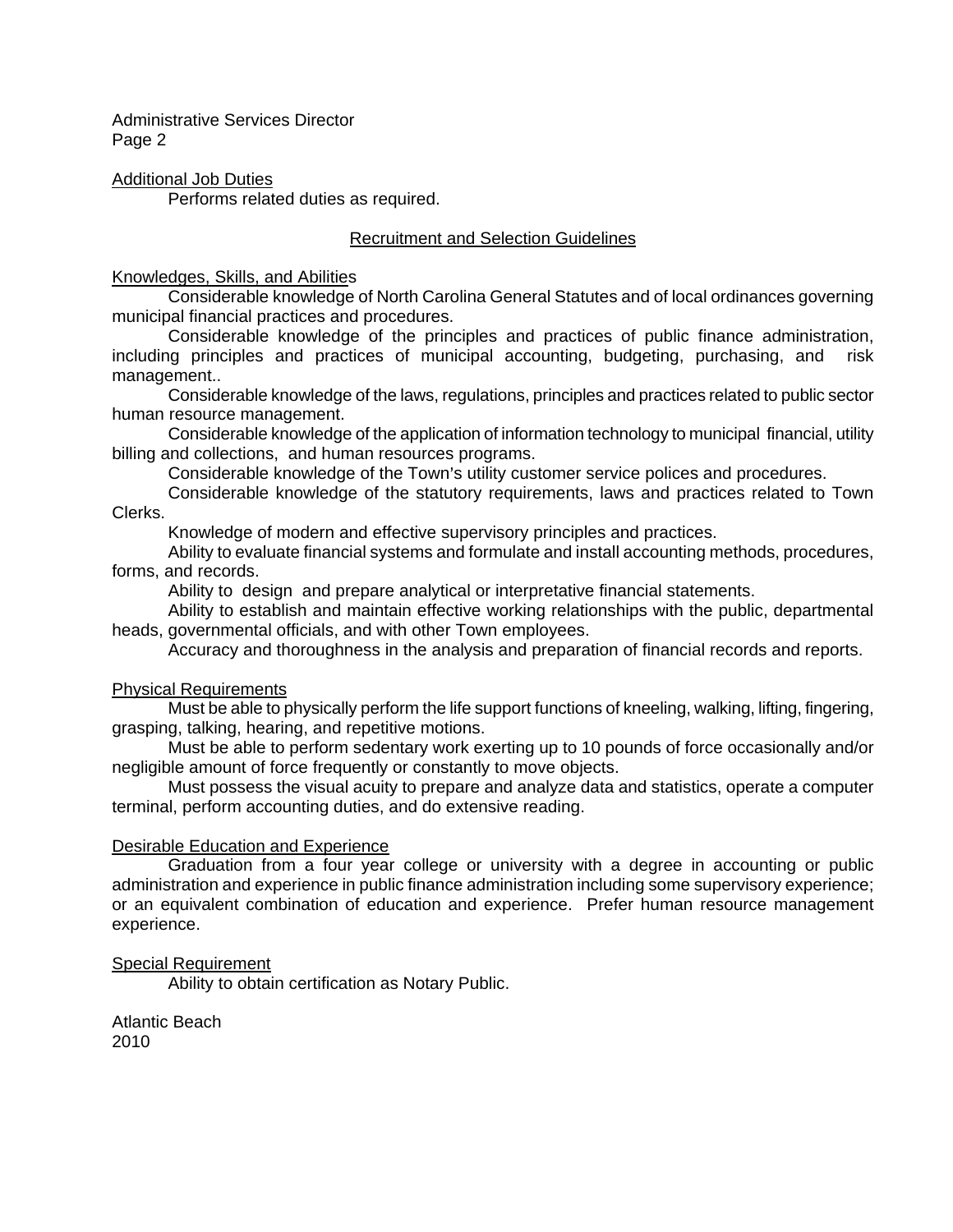Additional Job Duties

Performs related duties as required.

## Recruitment and Selection Guidelines

Knowledges, Skills, and Abilities

Considerable knowledge of North Carolina General Statutes and of local ordinances governing municipal financial practices and procedures.

Considerable knowledge of the principles and practices of public finance administration, including principles and practices of municipal accounting, budgeting, purchasing, and risk management..

Considerable knowledge of the laws, regulations, principles and practices related to public sector human resource management.

Considerable knowledge of the application of information technology to municipal financial, utility billing and collections, and human resources programs.

Considerable knowledge of the Town's utility customer service polices and procedures.

Considerable knowledge of the statutory requirements, laws and practices related to Town Clerks.

Knowledge of modern and effective supervisory principles and practices.

Ability to evaluate financial systems and formulate and install accounting methods, procedures, forms, and records.

Ability to design and prepare analytical or interpretative financial statements.

Ability to establish and maintain effective working relationships with the public, departmental heads, governmental officials, and with other Town employees.

Accuracy and thoroughness in the analysis and preparation of financial records and reports.

Physical Requirements

Must be able to physically perform the life support functions of kneeling, walking, lifting, fingering, grasping, talking, hearing, and repetitive motions.

Must be able to perform sedentary work exerting up to 10 pounds of force occasionally and/or negligible amount of force frequently or constantly to move objects.

Must possess the visual acuity to prepare and analyze data and statistics, operate a computer terminal, perform accounting duties, and do extensive reading.

Desirable Education and Experience

Graduation from a four year college or university with a degree in accounting or public administration and experience in public finance administration including some supervisory experience; or an equivalent combination of education and experience. Prefer human resource management experience.

Special Requirement

Ability to obtain certification as Notary Public.

Atlantic Beach
2010